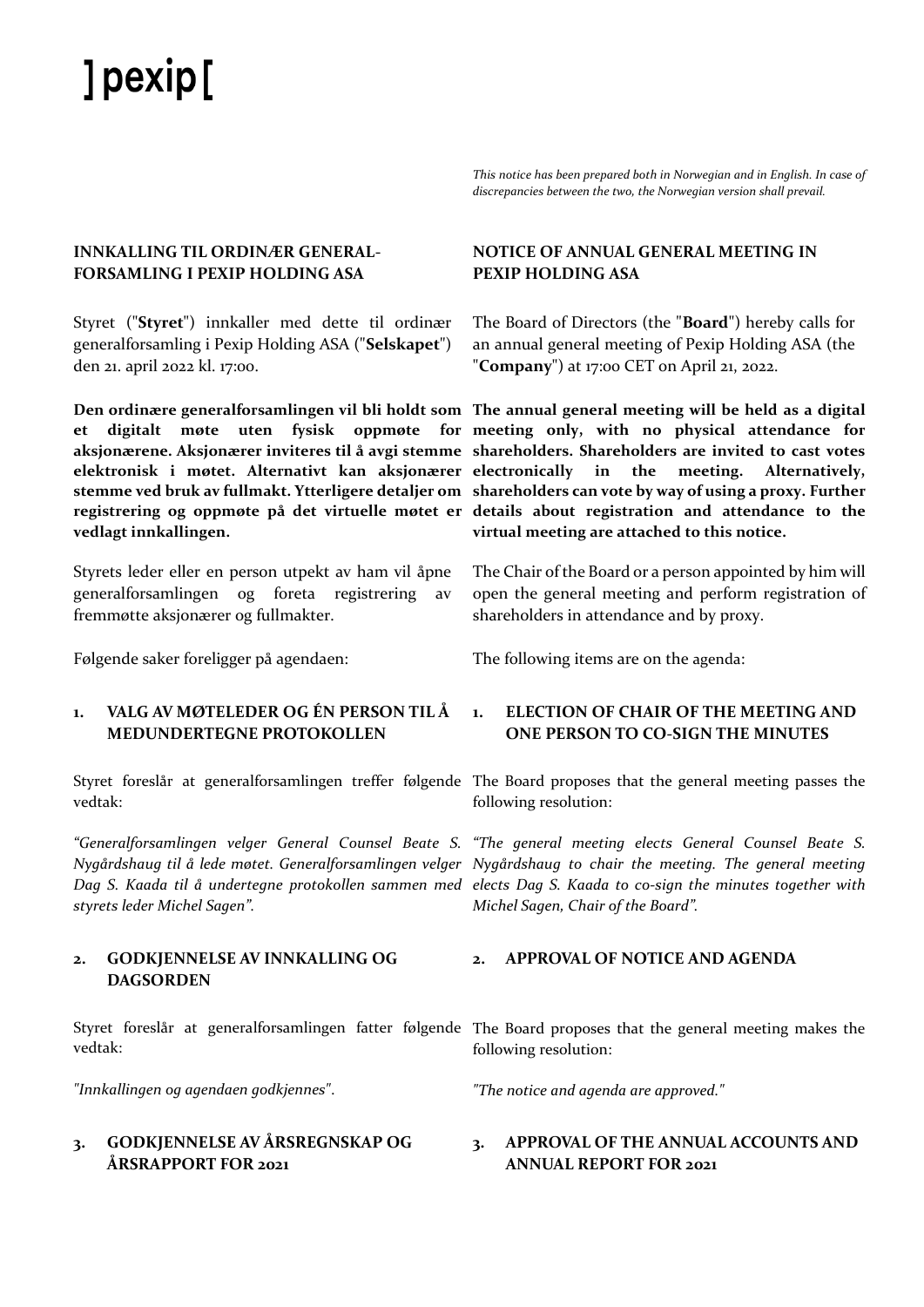] pexip [

*This notice has been prepared both in Norwegian and in English. In case of discrepancies between the two, the Norwegian version shall prevail.*

**INNKALLING TIL ORDINÆR GENERALFORSAMLING I PEXIP HOLDING ASA**

Styret ("**Styret**") innkaller med dette til ordinær generalforsamling i Pexip Holding ASA ("**Selskapet**") den 21. april 2022 kl. 17:00.

**Den ordinære generalforsamlingen vil bli holdt som et digitalt møte uten fysisk oppmøte for aksjonærene. Aksjonærer inviteres til å avgi stemme elektronisk i møtet. Alternativt kan aksjonærer stemme ved bruk av fullmakt. Ytterligere detaljer om registrering og oppmøte på det virtuelle møtet er vedlagt innkallingen.**

Styrets leder eller en person utpekt av ham vil åpne generalforsamlingen og foreta registrering av fremmøtte aksjonærer og fullmakter.

Følgende saker foreligger på agendaen:

**1. VALG AV MØTELEDER OG ÉN PERSON TIL Å MEDUNDERTEGNE PROTOKOLLEN**

Styret foreslår at generalforsamlingen treffer følgende vedtak:

*"Generalforsamlingen velger General Counsel Beate S. Nygårdshaug til å lede møtet. Generalforsamlingen velger Dag S. Kaada til å undertegne protokollen sammen med styrets leder Michel Sagen".*

**2. GODKJENNELSE AV INNKALLING OG DAGSORDEN**

Styret foreslår at generalforsamlingen fatter følgende vedtak:

*"Innkallingen og agendaen godkjennes".*

**3. GODKJENNELSE AV ÅRSREGNSKAP OG ÅRSRAPPORT FOR 2021**

---

**NOTICE OF ANNUAL GENERAL MEETING IN PEXIP HOLDING ASA**

The Board of Directors (the "**Board**") hereby calls for an annual general meeting of Pexip Holding ASA (the "**Company**") at 17:00 CET on April 21, 2022.

**The annual general meeting will be held as a digital meeting only, with no physical attendance for shareholders. Shareholders are invited to cast votes electronically in the meeting. Alternatively, shareholders can vote by way of using a proxy. Further details about registration and attendance to the virtual meeting are attached to this notice.**

The Chair of the Board or a person appointed by him will open the general meeting and perform registration of shareholders in attendance and by proxy.

The following items are on the agenda:

**1. ELECTION OF CHAIR OF THE MEETING AND ONE PERSON TO CO-SIGN THE MINUTES**

The Board proposes that the general meeting passes the following resolution:

*"The general meeting elects General Counsel Beate S. Nygårdshaug to chair the meeting. The general meeting elects Dag S. Kaada to co-sign the minutes together with Michel Sagen, Chair of the Board".*

**2. APPROVAL OF NOTICE AND AGENDA**

The Board proposes that the general meeting makes the following resolution:

*"The notice and agenda are approved."*

**3. APPROVAL OF THE ANNUAL ACCOUNTS AND ANNUAL REPORT FOR 2021**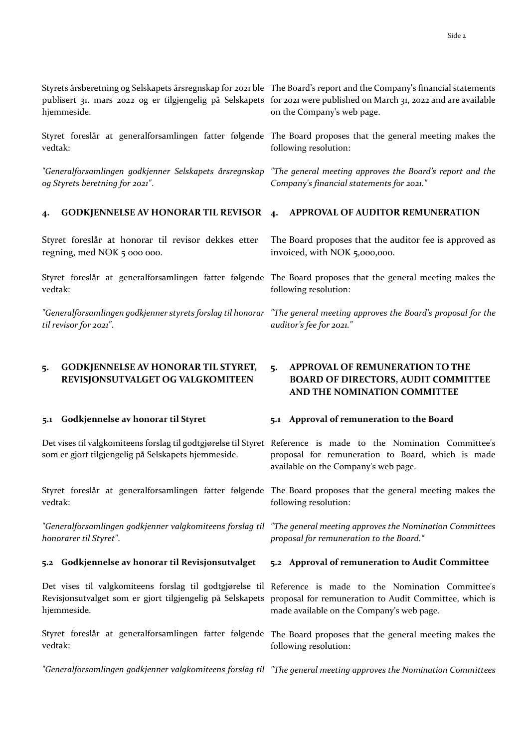Styrets årsberetning og Selskapets årsregnskap for 2021 ble publisert 31. mars 2022 og er tilgjengelig på Selskapets hjemmeside.

The Board's report and the Company's financial statements for 2021 were published on March 31, 2022 and are available on the Company's web page.

Styret foreslår at generalforsamlingen fatter følgende vedtak:

The Board proposes that the general meeting makes the following resolution:

*"Generalforsamlingen godkjenner Selskapets årsregnskap og Styrets beretning for 2021".*

*"The general meeting approves the Board's report and the Company's financial statements for 2021."*

## 4. GODKJENNELSE AV HONORAR TIL REVISOR

## 4. APPROVAL OF AUDITOR REMUNERATION

Styret foreslår at honorar til revisor dekkes etter regning, med NOK 5 000 000.

The Board proposes that the auditor fee is approved as invoiced, with NOK 5,000,000.

Styret foreslår at generalforsamlingen fatter følgende vedtak:

The Board proposes that the general meeting makes the following resolution:

*"Generalforsamlingen godkjenner styrets forslag til honorar til revisor for 2021".*

*"The general meeting approves the Board's proposal for the auditor's fee for 2021."*

## 5. GODKJENNELSE AV HONORAR TIL STYRET, REVISJONSUTVALGET OG VALGKOMITEEN

## 5. APPROVAL OF REMUNERATION TO THE BOARD OF DIRECTORS, AUDIT COMMITTEE AND THE NOMINATION COMMITTEE

### 5.1 Godkjennelse av honorar til Styret

### 5.1 Approval of remuneration to the Board

Det vises til valgkomiteens forslag til godtgjørelse til Styret som er gjort tilgjengelig på Selskapets hjemmeside.

Reference is made to the Nomination Committee's proposal for remuneration to Board, which is made available on the Company's web page.

Styret foreslår at generalforsamlingen fatter følgende vedtak:

The Board proposes that the general meeting makes the following resolution:

*"Generalforsamlingen godkjenner valgkomiteens forslag til honorarer til Styret".*

*"The general meeting approves the Nomination Committees proposal for remuneration to the Board."*

### 5.2 Godkjennelse av honorar til Revisjonsutvalget

### 5.2 Approval of remuneration to Audit Committee

Det vises til valgkomiteens forslag til godtgjørelse til Revisjonsutvalget som er gjort tilgjengelig på Selskapets hjemmeside.

Reference is made to the Nomination Committee's proposal for remuneration to Audit Committee, which is made available on the Company's web page.

Styret foreslår at generalforsamlingen fatter følgende vedtak:

The Board proposes that the general meeting makes the following resolution:

*"Generalforsamlingen godkjenner valgkomiteens forslag til*

*"The general meeting approves the Nomination Committees*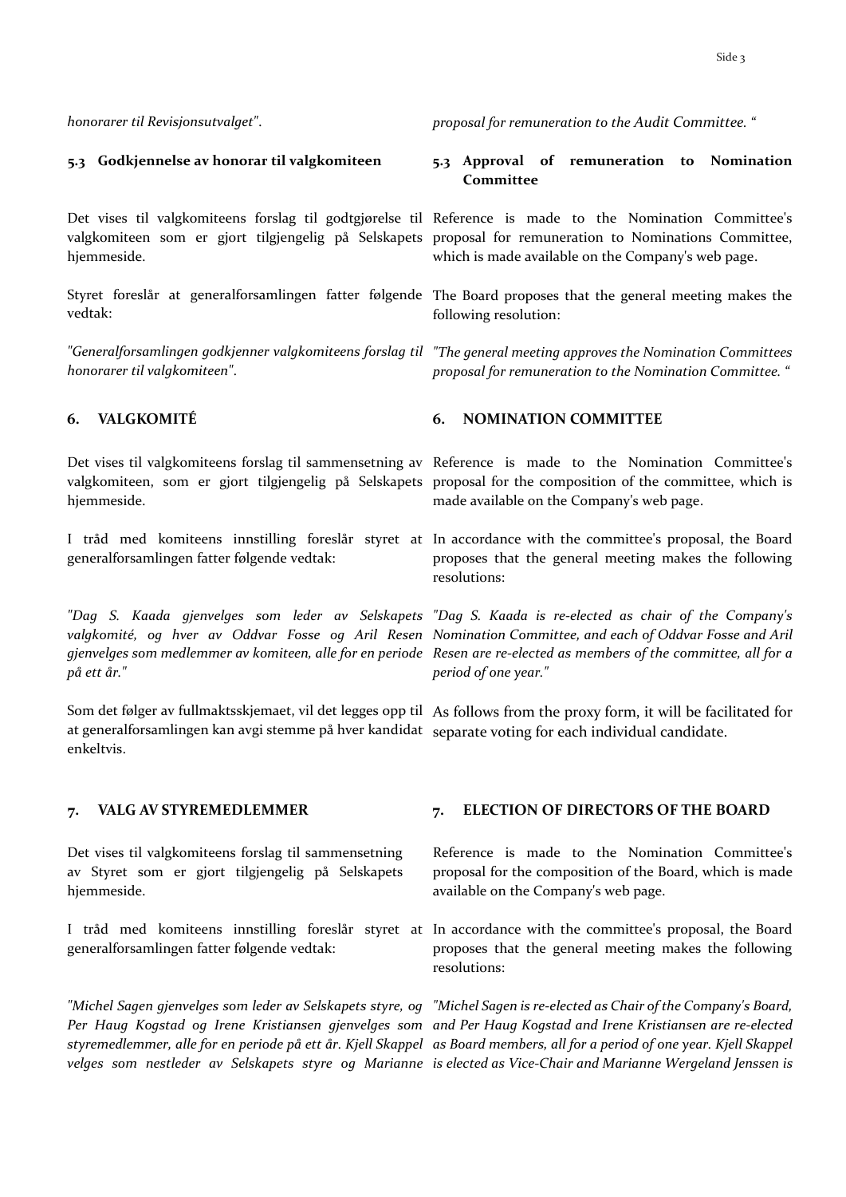*honorarer til Revisjonsutvalget".*

*proposal for remuneration to the Audit Committee. "*

### 5.3 Godkjennelse av honorar til valgkomiteen

### 5.3 Approval of remuneration to Nomination Committee

Det vises til valgkomiteens forslag til godtgjørelse til valgkomiteen som er gjort tilgjengelig på Selskapets hjemmeside.

Reference is made to the Nomination Committee's proposal for remuneration to Nominations Committee, which is made available on the Company's web page.

Styret foreslår at generalforsamlingen fatter følgende vedtak:

The Board proposes that the general meeting makes the following resolution:

*"Generalforsamlingen godkjenner valgkomiteens forslag til honorarer til valgkomiteen".*

*"The general meeting approves the Nomination Committees proposal for remuneration to the Nomination Committee. "*

## 6. VALGKOMITÉ

## 6. NOMINATION COMMITTEE

Det vises til valgkomiteens forslag til sammensetning av valgkomiteen, som er gjort tilgjengelig på Selskapets hjemmeside.

Reference is made to the Nomination Committee's proposal for the composition of the committee, which is made available on the Company's web page.

I tråd med komiteens innstilling foreslår styret at generalforsamlingen fatter følgende vedtak:

In accordance with the committee's proposal, the Board proposes that the general meeting makes the following resolutions:

*"Dag S. Kaada gjenvelges som leder av Selskapets valgkomité, og hver av Oddvar Fosse og Aril Resen gjenvelges som medlemmer av komiteen, alle for en periode på ett år."*

*"Dag S. Kaada is re-elected as chair of the Company's Nomination Committee, and each of Oddvar Fosse and Aril Resen are re-elected as members of the committee, all for a period of one year."*

Som det følger av fullmaktsskjemaet, vil det legges opp til at generalforsamlingen kan avgi stemme på hver kandidat enkeltvis.

As follows from the proxy form, it will be facilitated for separate voting for each individual candidate.

## 7. VALG AV STYREMEDLEMMER

## 7. ELECTION OF DIRECTORS OF THE BOARD

Det vises til valgkomiteens forslag til sammensetning av Styret som er gjort tilgjengelig på Selskapets hjemmeside.

Reference is made to the Nomination Committee's proposal for the composition of the Board, which is made available on the Company's web page.

I tråd med komiteens innstilling foreslår styret at generalforsamlingen fatter følgende vedtak:

In accordance with the committee's proposal, the Board proposes that the general meeting makes the following resolutions:

*"Michel Sagen gjenvelges som leder av Selskapets styre, og Per Haug Kogstad og Irene Kristiansen gjenvelges som styremedlemmer, alle for en periode på ett år. Kjell Skappel velges som nestleder av Selskapets styre og Marianne*

*"Michel Sagen is re-elected as Chair of the Company's Board, and Per Haug Kogstad and Irene Kristiansen are re-elected as Board members, all for a period of one year. Kjell Skappel is elected as Vice-Chair and Marianne Wergeland Jenssen is*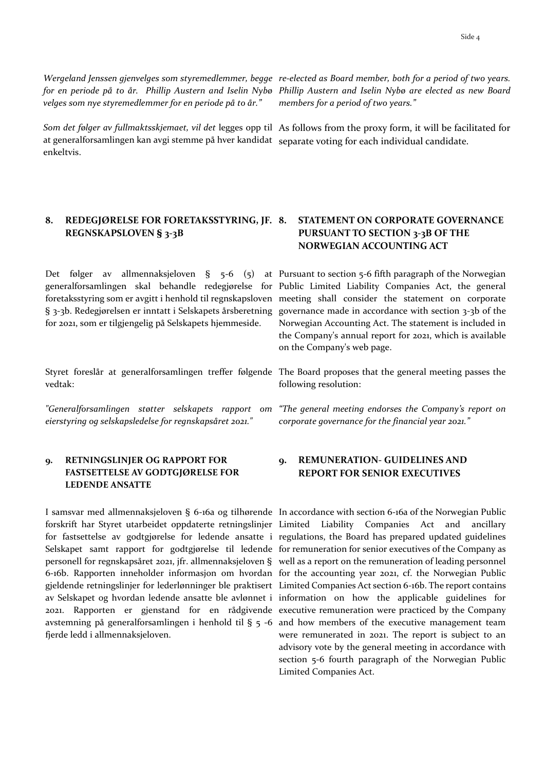*Wergeland Jenssen gjenvelges som styremedlemmer, begge for en periode på to år. Phillip Austern and Iselin Nybø velges som nye styremedlemmer for en periode på to år."*

*re-elected as Board member, both for a period of two years. Phillip Austern and Iselin Nybø are elected as new Board members for a period of two years."*

*Som det følger av fullmaktsskjemaet, vil det* legges opp til at generalforsamlingen kan avgi stemme på hver kandidat enkeltvis.

As follows from the proxy form, it will be facilitated for separate voting for each individual candidate.

## 8. REDEGJØRELSE FOR FORETAKSSTYRING, JF. REGNSKAPSLOVEN § 3-3B

## 8. STATEMENT ON CORPORATE GOVERNANCE PURSUANT TO SECTION 3-3B OF THE NORWEGIAN ACCOUNTING ACT

Det følger av allmennaksjeloven § 5-6 (5) at generalforsamlingen skal behandle redegjørelse for foretaksstyring som er avgitt i henhold til regnskapsloven § 3-3b. Redegjørelsen er inntatt i Selskapets årsberetning for 2021, som er tilgjengelig på Selskapets hjemmeside.

Pursuant to section 5-6 fifth paragraph of the Norwegian Public Limited Liability Companies Act, the general meeting shall consider the statement on corporate governance made in accordance with section 3-3b of the Norwegian Accounting Act. The statement is included in the Company's annual report for 2021, which is available on the Company's web page.

Styret foreslår at generalforsamlingen treffer følgende vedtak:

The Board proposes that the general meeting passes the following resolution:

*"Generalforsamlingen støtter selskapets rapport om eierstyring og selskapsledelse for regnskapsåret 2021."*

*"The general meeting endorses the Company's report on corporate governance for the financial year 2021."*

## 9. RETNINGSLINJER OG RAPPORT FOR FASTSETTELSE AV GODTGJØRELSE FOR LEDENDE ANSATTE

## 9. REMUNERATION- GUIDELINES AND REPORT FOR SENIOR EXECUTIVES

I samsvar med allmennaksjeloven § 6-16a og tilhørende forskrift har Styret utarbeidet oppdaterte retningslinjer for fastsettelse av godtgjørelse for ledende ansatte i Selskapet samt rapport for godtgjørelse til ledende personell for regnskapsåret 2021, jfr. allmennaksjeloven § 6-16b. Rapporten inneholder informasjon om hvordan gjeldende retningslinjer for lederlønninger ble praktisert av Selskapet og hvordan ledende ansatte ble avlønnet i 2021. Rapporten er gjenstand for en rådgivende avstemning på generalforsamlingen i henhold til § 5 -6 fjerde ledd i allmennaksjeloven.

In accordance with section 6-16a of the Norwegian Public Limited Liability Companies Act and ancillary regulations, the Board has prepared updated guidelines for remuneration for senior executives of the Company as well as a report on the remuneration of leading personnel for the accounting year 2021, cf. the Norwegian Public Limited Companies Act section 6-16b. The report contains information on how the applicable guidelines for executive remuneration were practiced by the Company and how members of the executive management team were remunerated in 2021. The report is subject to an advisory vote by the general meeting in accordance with section 5-6 fourth paragraph of the Norwegian Public Limited Companies Act.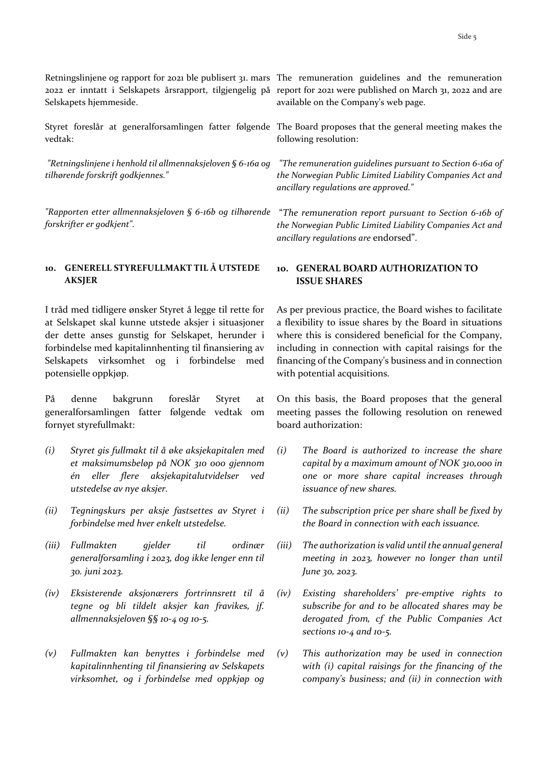Retningslinjene og rapport for 2021 ble publisert 31. mars 2022 er inntatt i Selskapets årsrapport, tilgjengelig på Selskapets hjemmeside.

The remuneration guidelines and the remuneration report for 2021 were published on March 31, 2022 and are available on the Company's web page.

Styret foreslår at generalforsamlingen fatter følgende vedtak:

The Board proposes that the general meeting makes the following resolution:

*"Retningslinjene i henhold til allmennaksjeloven § 6-16a og tilhørende forskrift godkjennes."*

*"The remuneration guidelines pursuant to Section 6-16a of the Norwegian Public Limited Liability Companies Act and ancillary regulations are approved."*

*"Rapporten etter allmennaksjeloven § 6-16b og tilhørende forskrifter er godkjent".*

*"The remuneration report pursuant to Section 6-16b of the Norwegian Public Limited Liability Companies Act and ancillary regulations are* endorsed".

## 10. GENERELL STYREFULLMAKT TIL Å UTSTEDE AKSJER

## 10. GENERAL BOARD AUTHORIZATION TO ISSUE SHARES

I tråd med tidligere ønsker Styret å legge til rette for at Selskapet skal kunne utstede aksjer i situasjoner der dette anses gunstig for Selskapet, herunder i forbindelse med kapitalinnhenting til finansiering av Selskapets virksomhet og i forbindelse med potensielle oppkjøp.

As per previous practice, the Board wishes to facilitate a flexibility to issue shares by the Board in situations where this is considered beneficial for the Company, including in connection with capital raisings for the financing of the Company's business and in connection with potential acquisitions.

På denne bakgrunn foreslår Styret at generalforsamlingen fatter følgende vedtak om fornyet styrefullmakt:

On this basis, the Board proposes that the general meeting passes the following resolution on renewed board authorization:

*(i) Styret gis fullmakt til å øke aksjekapitalen med et maksimumsbeløp på NOK 310 000 gjennom én eller flere aksjekapitalutvidelser ved utstedelse av nye aksjer.*

*(ii) Tegningskurs per aksje fastsettes av Styret i forbindelse med hver enkelt utstedelse.*

*(iii) Fullmakten gjelder til ordinær generalforsamling i 2023, dog ikke lenger enn til 30. juni 2023.*

*(iv) Eksisterende aksjonærers fortrinnsrett til å tegne og bli tildelt aksjer kan fravikes, jf. allmennaksjeloven §§ 10-4 og 10-5.*

*(v) Fullmakten kan benyttes i forbindelse med kapitalinnhenting til finansiering av Selskapets virksomhet, og i forbindelse med oppkjøp og*

*(i) The Board is authorized to increase the share capital by a maximum amount of NOK 310,000 in one or more share capital increases through issuance of new shares.*

*(ii) The subscription price per share shall be fixed by the Board in connection with each issuance.*

*(iii) The authorization is valid until the annual general meeting in 2023, however no longer than until June 30, 2023.*

*(iv) Existing shareholders' pre-emptive rights to subscribe for and to be allocated shares may be derogated from, cf the Public Companies Act sections 10-4 and 10-5.*

*(v) This authorization may be used in connection with (i) capital raisings for the financing of the company's business; and (ii) in connection with*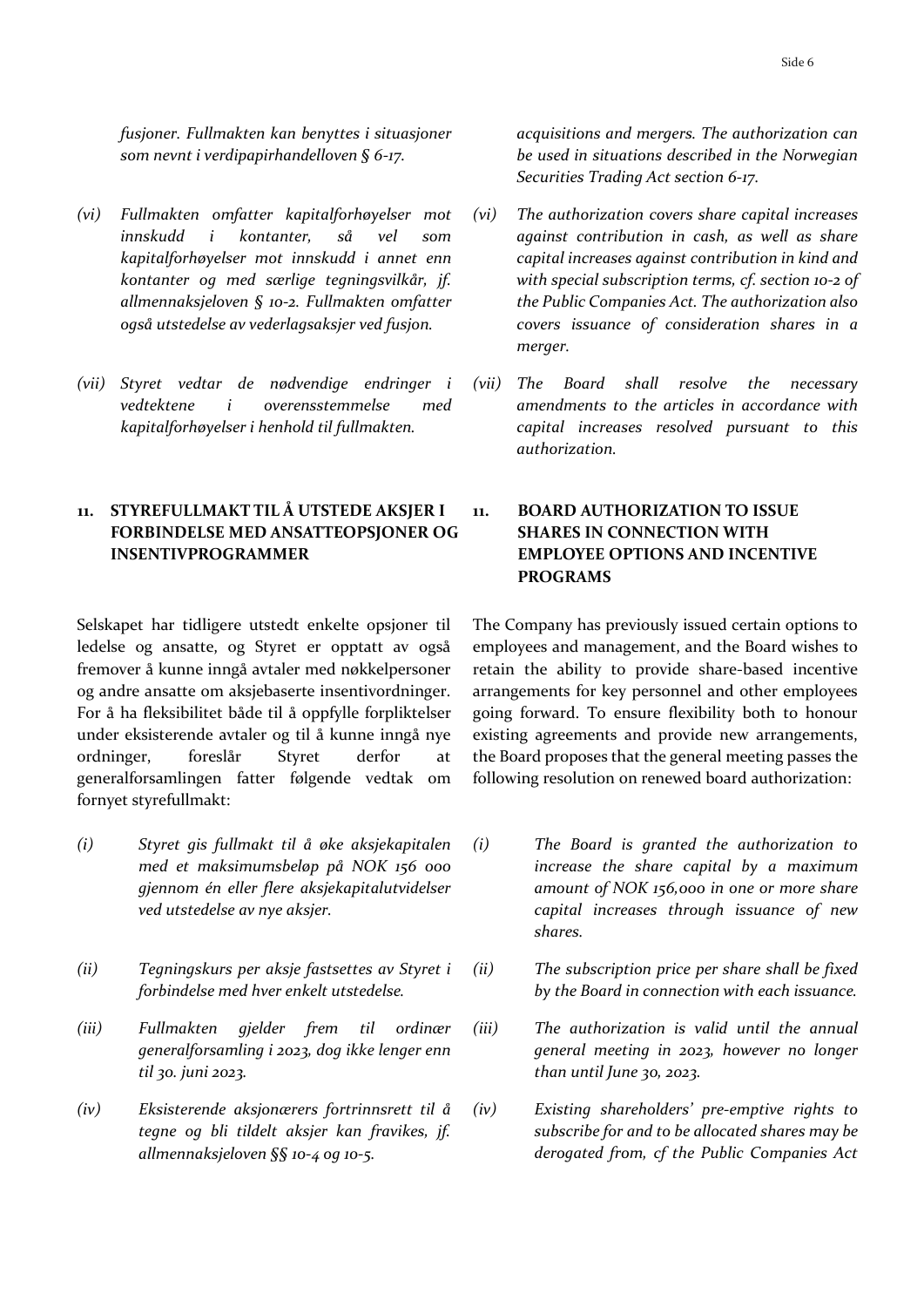*fusjoner. Fullmakten kan benyttes i situasjoner som nevnt i verdipapirhandelloven § 6-17.*

*(vi) Fullmakten omfatter kapitalforhøyelser mot innskudd i kontanter, så vel som kapitalforhøyelser mot innskudd i annet enn kontanter og med særlige tegningsvilkår, jf. allmennaksjeloven § 10-2. Fullmakten omfatter også utstedelse av vederlagsaksjer ved fusjon.*

*(vii) Styret vedtar de nødvendige endringer i vedtektene i overensstemmelse med kapitalforhøyelser i henhold til fullmakten.*

*acquisitions and mergers. The authorization can be used in situations described in the Norwegian Securities Trading Act section 6-17.*

*(vi) The authorization covers share capital increases against contribution in cash, as well as share capital increases against contribution in kind and with special subscription terms, cf. section 10-2 of the Public Companies Act. The authorization also covers issuance of consideration shares in a merger.*

*(vii) The Board shall resolve the necessary amendments to the articles in accordance with capital increases resolved pursuant to this authorization.*

## 11. STYREFULLMAKT TIL Å UTSTEDE AKSJER I FORBINDELSE MED ANSATTEOPSJONER OG INSENTIVPROGRAMMER

Selskapet har tidligere utstedt enkelte opsjoner til ledelse og ansatte, og Styret er opptatt av også fremover å kunne inngå avtaler med nøkkelpersoner og andre ansatte om aksjebaserte insentivordninger. For å ha fleksibilitet både til å oppfylle forpliktelser under eksisterende avtaler og til å kunne inngå nye ordninger, foreslår Styret derfor at generalforsamlingen fatter følgende vedtak om fornyet styrefullmakt:

*(i) Styret gis fullmakt til å øke aksjekapitalen med et maksimumsbeløp på NOK 156 000 gjennom én eller flere aksjekapitalutvidelser ved utstedelse av nye aksjer.*

*(ii) Tegningskurs per aksje fastsettes av Styret i forbindelse med hver enkelt utstedelse.*

*(iii) Fullmakten gjelder frem til ordinær generalforsamling i 2023, dog ikke lenger enn til 30. juni 2023.*

*(iv) Eksisterende aksjonærers fortrinnsrett til å tegne og bli tildelt aksjer kan fravikes, jf. allmennaksjeloven §§ 10-4 og 10-5.*

## 11. BOARD AUTHORIZATION TO ISSUE SHARES IN CONNECTION WITH EMPLOYEE OPTIONS AND INCENTIVE PROGRAMS

The Company has previously issued certain options to employees and management, and the Board wishes to retain the ability to provide share-based incentive arrangements for key personnel and other employees going forward. To ensure flexibility both to honour existing agreements and provide new arrangements, the Board proposes that the general meeting passes the following resolution on renewed board authorization:

*(i) The Board is granted the authorization to increase the share capital by a maximum amount of NOK 156,000 in one or more share capital increases through issuance of new shares.*

*(ii) The subscription price per share shall be fixed by the Board in connection with each issuance.*

*(iii) The authorization is valid until the annual general meeting in 2023, however no longer than until June 30, 2023.*

*(iv) Existing shareholders' pre-emptive rights to subscribe for and to be allocated shares may be derogated from, cf the Public Companies Act*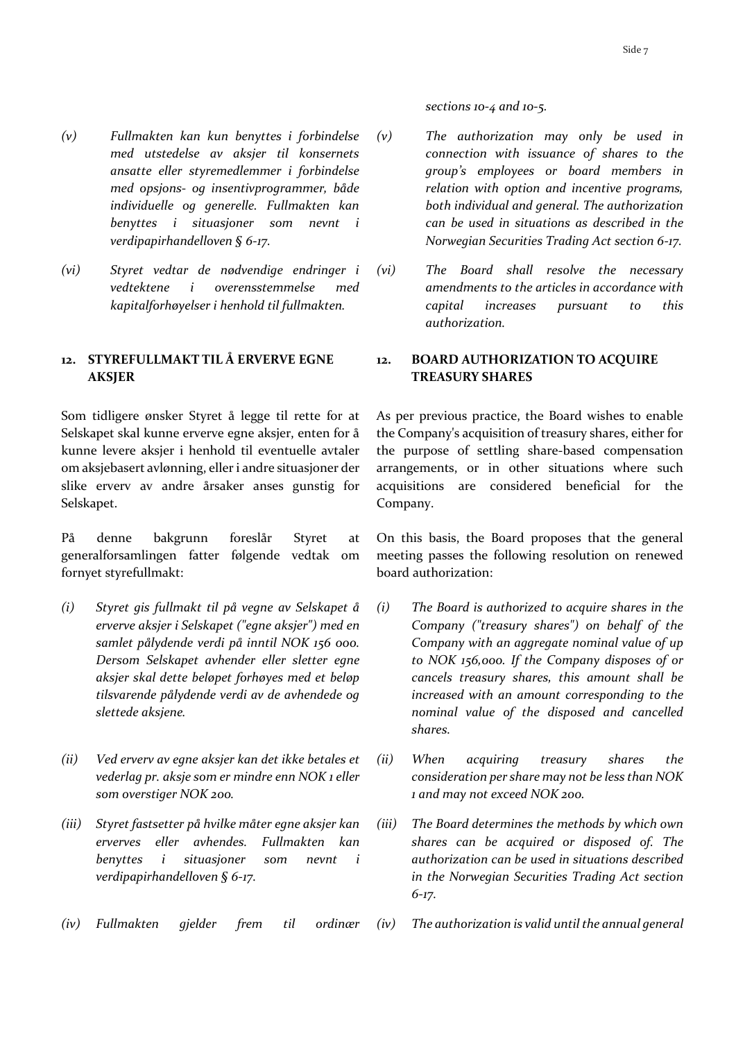*sections 10-4 and 10-5.*

*(v) Fullmakten kan kun benyttes i forbindelse med utstedelse av aksjer til konsernets ansatte eller styremedlemmer i forbindelse med opsjons- og insentivprogrammer, både individuelle og generelle. Fullmakten kan benyttes i situasjoner som nevnt i verdipapirhandelloven § 6-17.*

*(vi) Styret vedtar de nødvendige endringer i vedtektene i overensstemmelse med kapitalforhøyelser i henhold til fullmakten.*

*(v) The authorization may only be used in connection with issuance of shares to the group's employees or board members in relation with option and incentive programs, both individual and general. The authorization can be used in situations as described in the Norwegian Securities Trading Act section 6-17.*

*(vi) The Board shall resolve the necessary amendments to the articles in accordance with capital increases pursuant to this authorization.*

## 12. STYREFULLMAKT TIL Å ERVERVE EGNE AKSJER

Som tidligere ønsker Styret å legge til rette for at Selskapet skal kunne erverve egne aksjer, enten for å kunne levere aksjer i henhold til eventuelle avtaler om aksjebasert avlønning, eller i andre situasjoner der slike erverv av andre årsaker anses gunstig for Selskapet.

På denne bakgrunn foreslår Styret at generalforsamlingen fatter følgende vedtak om fornyet styrefullmakt:

*(i) Styret gis fullmakt til på vegne av Selskapet å erverve aksjer i Selskapet ("egne aksjer") med en samlet pålydende verdi på inntil NOK 156 000. Dersom Selskapet avhender eller sletter egne aksjer skal dette beløpet forhøyes med et beløp tilsvarende pålydende verdi av de avhendede og slettede aksjene.*

*(ii) Ved erverv av egne aksjer kan det ikke betales et vederlag pr. aksje som er mindre enn NOK 1 eller som overstiger NOK 200.*

*(iii) Styret fastsetter på hvilke måter egne aksjer kan erverves eller avhendes. Fullmakten kan benyttes i situasjoner som nevnt i verdipapirhandelloven § 6-17.*

*(iv) Fullmakten gjelder frem til ordinær*

## 12. BOARD AUTHORIZATION TO ACQUIRE TREASURY SHARES

As per previous practice, the Board wishes to enable the Company's acquisition of treasury shares, either for the purpose of settling share-based compensation arrangements, or in other situations where such acquisitions are considered beneficial for the Company.

On this basis, the Board proposes that the general meeting passes the following resolution on renewed board authorization:

*(i) The Board is authorized to acquire shares in the Company ("treasury shares") on behalf of the Company with an aggregate nominal value of up to NOK 156,000. If the Company disposes of or cancels treasury shares, this amount shall be increased with an amount corresponding to the nominal value of the disposed and cancelled shares.*

*(ii) When acquiring treasury shares the consideration per share may not be less than NOK 1 and may not exceed NOK 200.*

*(iii) The Board determines the methods by which own shares can be acquired or disposed of. The authorization can be used in situations described in the Norwegian Securities Trading Act section 6-17.*

*(iv) The authorization is valid until the annual general*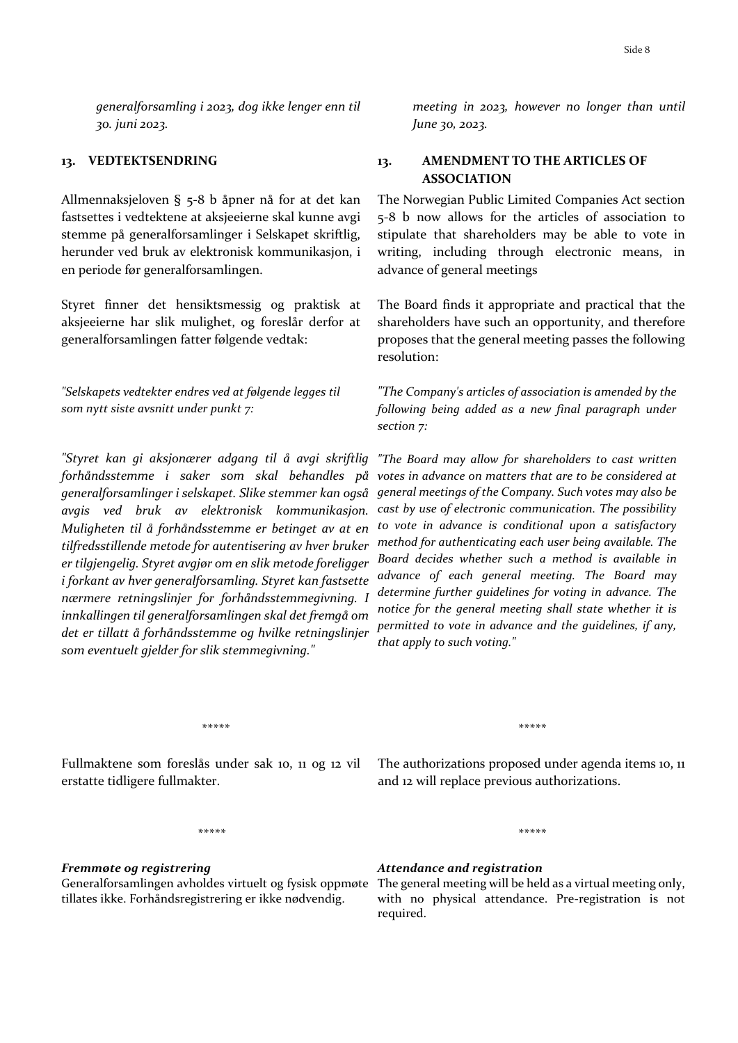*generalforsamling i 2023, dog ikke lenger enn til 30. juni 2023.*

### 13. VEDTEKTSENDRING

Allmennaksjeloven § 5-8 b åpner nå for at det kan fastsettes i vedtektene at aksjeeierne skal kunne avgi stemme på generalforsamlinger i Selskapet skriftlig, herunder ved bruk av elektronisk kommunikasjon, i en periode før generalforsamlingen.

Styret finner det hensiktsmessig og praktisk at aksjeeierne har slik mulighet, og foreslår derfor at generalforsamlingen fatter følgende vedtak:

*"Selskapets vedtekter endres ved at følgende legges til som nytt siste avsnitt under punkt 7:*

*"Styret kan gi aksjonærer adgang til å avgi skriftlig forhåndsstemme i saker som skal behandles på generalforsamlinger i selskapet. Slike stemmer kan også avgis ved bruk av elektronisk kommunikasjon. Muligheten til å forhåndsstemme er betinget av at en tilfredsstillende metode for autentisering av hver bruker er tilgjengelig. Styret avgjør om en slik metode foreligger i forkant av hver generalforsamling. Styret kan fastsette nærmere retningslinjer for forhåndsstemmegivning. I innkallingen til generalforsamlingen skal det fremgå om det er tillatt å forhåndsstemme og hvilke retningslinjer som eventuelt gjelder for slik stemmegivning."*

\*\*\*\*\*

Fullmaktene som foreslås under sak 10, 11 og 12 vil erstatte tidligere fullmakter.

\*\*\*\*\*

***Fremmøte og registrering***
Generalforsamlingen avholdes virtuelt og fysisk oppmøte tillates ikke. Forhåndsregistrering er ikke nødvendig.

---

*meeting in 2023, however no longer than until June 30, 2023.*

### 13. AMENDMENT TO THE ARTICLES OF ASSOCIATION

The Norwegian Public Limited Companies Act section 5-8 b now allows for the articles of association to stipulate that shareholders may be able to vote in writing, including through electronic means, in advance of general meetings

The Board finds it appropriate and practical that the shareholders have such an opportunity, and therefore proposes that the general meeting passes the following resolution:

*"The Company's articles of association is amended by the following being added as a new final paragraph under section 7:*

*"The Board may allow for shareholders to cast written votes in advance on matters that are to be considered at general meetings of the Company. Such votes may also be cast by use of electronic communication. The possibility to vote in advance is conditional upon a satisfactory method for authenticating each user being available. The Board decides whether such a method is available in advance of each general meeting. The Board may determine further guidelines for voting in advance. The notice for the general meeting shall state whether it is permitted to vote in advance and the guidelines, if any, that apply to such voting."*

\*\*\*\*\*

The authorizations proposed under agenda items 10, 11 and 12 will replace previous authorizations.

\*\*\*\*\*

***Attendance and registration***
The general meeting will be held as a virtual meeting only, with no physical attendance. Pre-registration is not required.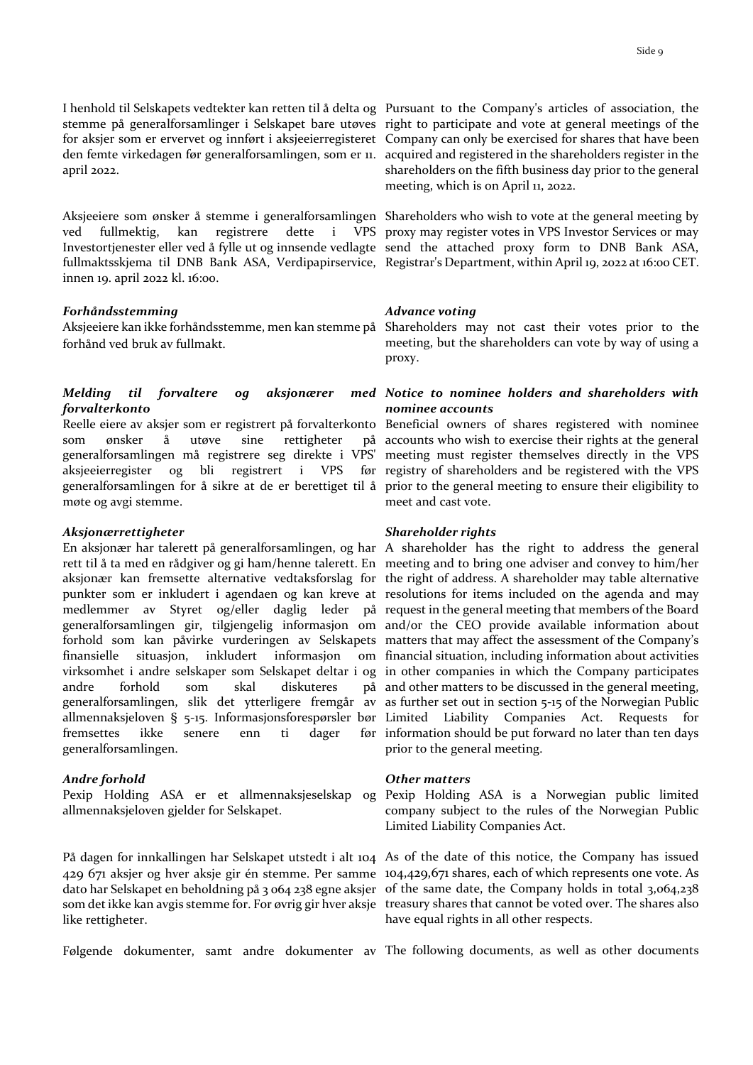I henhold til Selskapets vedtekter kan retten til å delta og stemme på generalforsamlinger i Selskapet bare utøves for aksjer som er ervervet og innført i aksjeeierregisteret den femte virkedagen før generalforsamlingen, som er 11. april 2022.

Pursuant to the Company's articles of association, the right to participate and vote at general meetings of the Company can only be exercised for shares that have been acquired and registered in the shareholders register in the shareholders on the fifth business day prior to the general meeting, which is on April 11, 2022.

Aksjeeiere som ønsker å stemme i generalforsamlingen ved fullmektig, kan registrere dette i VPS Investortjenester eller ved å fylle ut og innsende vedlagte fullmaktsskjema til DNB Bank ASA, Verdipapirservice, innen 19. april 2022 kl. 16:00.

Shareholders who wish to vote at the general meeting by proxy may register votes in VPS Investor Services or may send the attached proxy form to DNB Bank ASA, Registrar's Department, within April 19, 2022 at 16:00 CET.

***Forhåndsstemming***

Aksjeeiere kan ikke forhåndsstemme, men kan stemme på forhånd ved bruk av fullmakt.

***Advance voting***

Shareholders may not cast their votes prior to the meeting, but the shareholders can vote by way of using a proxy.

***Melding til forvaltere og aksjonærer med forvalterkonto***

Reelle eiere av aksjer som er registrert på forvalterkonto som ønsker å utøve sine rettigheter på generalforsamlingen må registrere seg direkte i VPS' aksjeeierregister og bli registrert i VPS før generalforsamlingen for å sikre at de er berettiget til å møte og avgi stemme.

***Notice to nominee holders and shareholders with nominee accounts***

Beneficial owners of shares registered with nominee accounts who wish to exercise their rights at the general meeting must register themselves directly in the VPS registry of shareholders and be registered with the VPS prior to the general meeting to ensure their eligibility to meet and cast vote.

***Aksjonærrettigheter***

En aksjonær har talerett på generalforsamlingen, og har rett til å ta med en rådgiver og gi ham/henne talerett. En aksjonær kan fremsette alternative vedtaksforslag for punkter som er inkludert i agendaen og kan kreve at medlemmer av Styret og/eller daglig leder på generalforsamlingen gir, tilgjengelig informasjon om forhold som kan påvirke vurderingen av Selskapets finansielle situasjon, inkludert informasjon om virksomhet i andre selskaper som Selskapet deltar i og andre forhold som skal diskuteres på generalforsamlingen, slik det ytterligere fremgår av allmennaksjeloven § 5-15. Informasjonsforespørsler bør fremsettes ikke senere enn ti dager før generalforsamlingen.

***Shareholder rights***

A shareholder has the right to address the general meeting and to bring one adviser and convey to him/her the right of address. A shareholder may table alternative resolutions for items included on the agenda and may request in the general meeting that members of the Board and/or the CEO provide available information about matters that may affect the assessment of the Company's financial situation, including information about activities in other companies in which the Company participates and other matters to be discussed in the general meeting, as further set out in section 5-15 of the Norwegian Public Limited Liability Companies Act. Requests for information should be put forward no later than ten days prior to the general meeting.

***Andre forhold***

Pexip Holding ASA er et allmennaksjeselskap og allmennaksjeloven gjelder for Selskapet.

***Other matters***

Pexip Holding ASA is a Norwegian public limited company subject to the rules of the Norwegian Public Limited Liability Companies Act.

På dagen for innkallingen har Selskapet utstedt i alt 104 429 671 aksjer og hver aksje gir én stemme. Per samme dato har Selskapet en beholdning på 3 064 238 egne aksjer som det ikke kan avgis stemme for. For øvrig gir hver aksje like rettigheter.

As of the date of this notice, the Company has issued 104,429,671 shares, each of which represents one vote. As of the same date, the Company holds in total 3,064,238 treasury shares that cannot be voted over. The shares also have equal rights in all other respects.

Følgende dokumenter, samt andre dokumenter av

The following documents, as well as other documents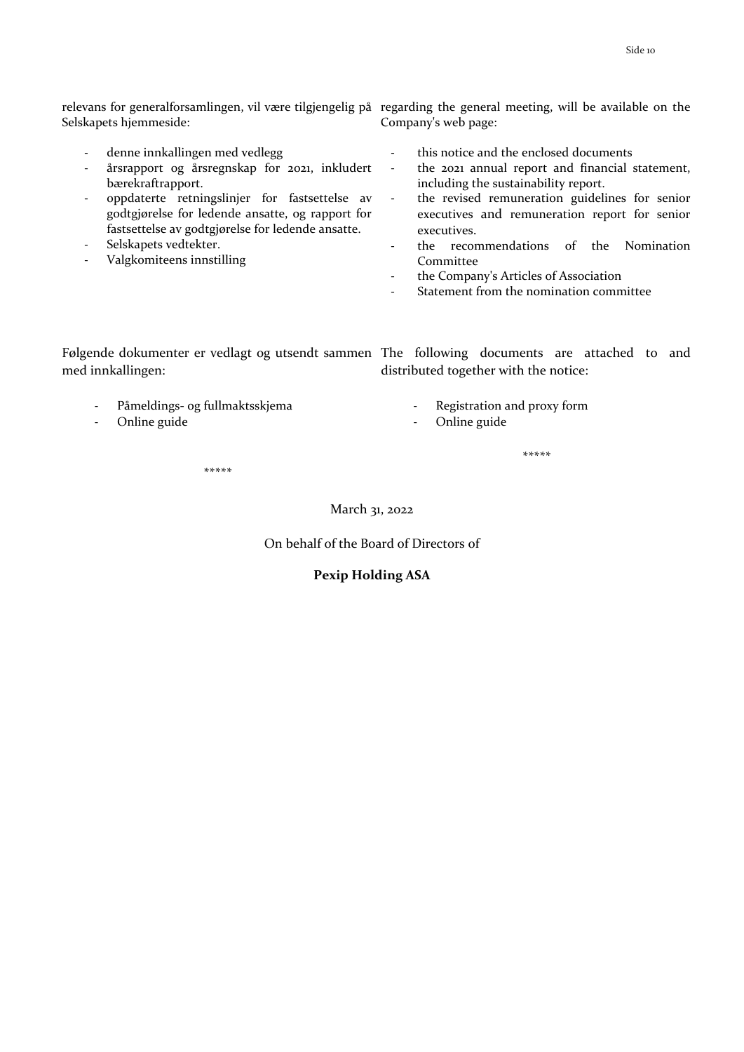relevans for generalforsamlingen, vil være tilgjengelig på Selskapets hjemmeside:

- denne innkallingen med vedlegg
- årsrapport og årsregnskap for 2021, inkludert bærekraftrapport.
- oppdaterte retningslinjer for fastsettelse av godtgjørelse for ledende ansatte, og rapport for fastsettelse av godtgjørelse for ledende ansatte.
- Selskapets vedtekter.
- Valgkomiteens innstilling

regarding the general meeting, will be available on the Company's web page:

- this notice and the enclosed documents
- the 2021 annual report and financial statement, including the sustainability report.
- the revised remuneration guidelines for senior executives and remuneration report for senior executives.
- the recommendations of the Nomination Committee
- the Company's Articles of Association
- Statement from the nomination committee

Følgende dokumenter er vedlagt og utsendt sammen med innkallingen:

- Påmeldings- og fullmaktsskjema
- Online guide

*****

The following documents are attached to and distributed together with the notice:

- Registration and proxy form
- Online guide

*****

March 31, 2022

On behalf of the Board of Directors of

**Pexip Holding ASA**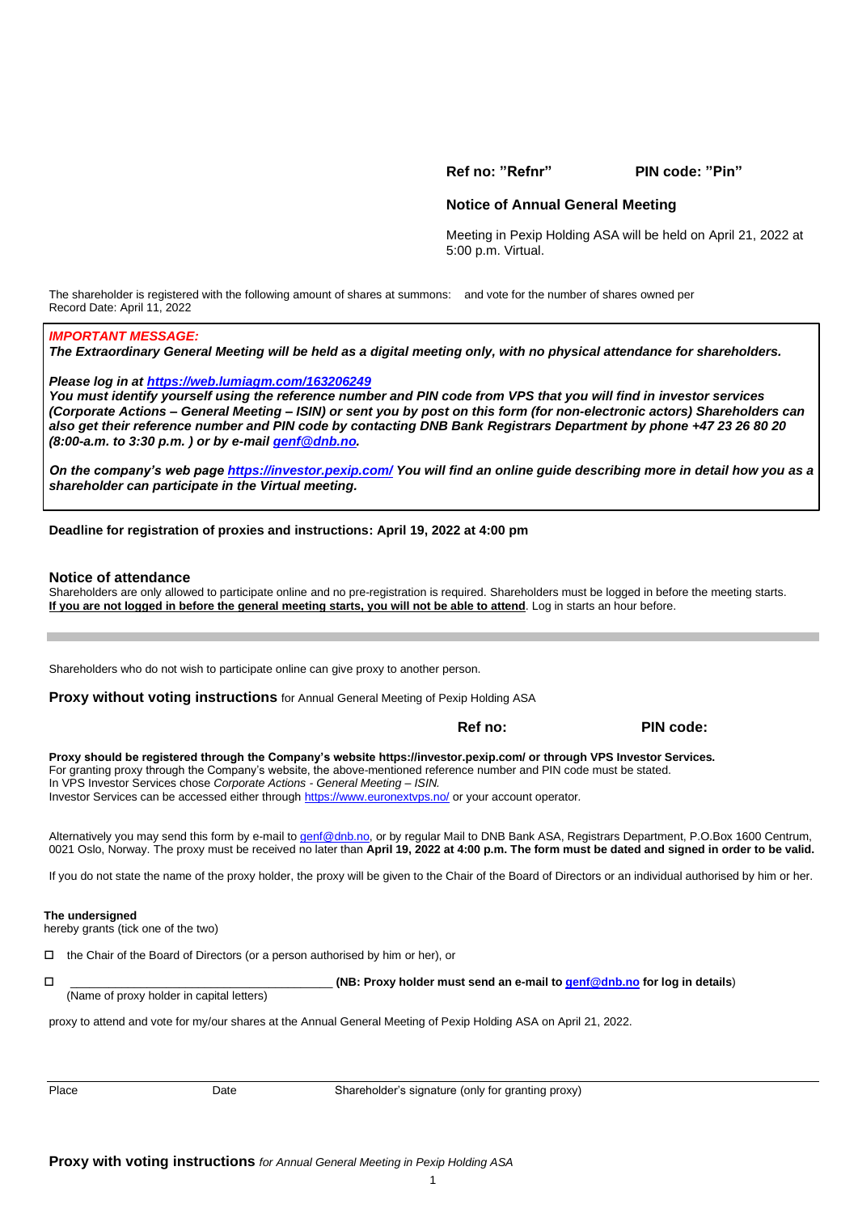**Ref no: "Refnr"** **PIN code: "Pin"**

**Notice of Annual General Meeting**

Meeting in Pexip Holding ASA will be held on April 21, 2022 at 5:00 p.m. Virtual.

The shareholder is registered with the following amount of shares at summons: and vote for the number of shares owned per Record Date: April 11, 2022

***IMPORTANT MESSAGE:***

***The Extraordinary General Meeting will be held as a digital meeting only, with no physical attendance for shareholders.***

***Please log in at https://web.lumiagm.com/163206249***

***You must identify yourself using the reference number and PIN code from VPS that you will find in investor services (Corporate Actions – General Meeting – ISIN) or sent you by post on this form (for non-electronic actors) Shareholders can also get their reference number and PIN code by contacting DNB Bank Registrars Department by phone +47 23 26 80 20 (8:00-a.m. to 3:30 p.m. ) or by e-mail genf@dnb.no.***

***On the company's web page https://investor.pexip.com/ You will find an online guide describing more in detail how you as a shareholder can participate in the Virtual meeting.***

**Deadline for registration of proxies and instructions: April 19, 2022 at 4:00 pm**

## Notice of attendance

Shareholders are only allowed to participate online and no pre-registration is required. Shareholders must be logged in before the meeting starts. **<u>If you are not logged in before the general meeting starts, you will not be able to attend</u>**. Log in starts an hour before.

---

Shareholders who do not wish to participate online can give proxy to another person.

**Proxy without voting instructions** for Annual General Meeting of Pexip Holding ASA

**Ref no:** **PIN code:**

**Proxy should be registered through the Company's website https://investor.pexip.com/ or through VPS Investor Services.**
For granting proxy through the Company's website, the above-mentioned reference number and PIN code must be stated.
In VPS Investor Services chose *Corporate Actions - General Meeting – ISIN.*
Investor Services can be accessed either through https://www.euronextvps.no/ or your account operator.

Alternatively you may send this form by e-mail to genf@dnb.no, or by regular Mail to DNB Bank ASA, Registrars Department, P.O.Box 1600 Centrum, 0021 Oslo, Norway. The proxy must be received no later than **April 19, 2022 at 4:00 p.m. The form must be dated and signed in order to be valid.**

If you do not state the name of the proxy holder, the proxy will be given to the Chair of the Board of Directors or an individual authorised by him or her.

**The undersigned**
hereby grants (tick one of the two)

☐ the Chair of the Board of Directors (or a person authorised by him or her), or

☐ ____________________________________ **(NB: Proxy holder must send an e-mail to genf@dnb.no for log in details)**
(Name of proxy holder in capital letters)

proxy to attend and vote for my/our shares at the Annual General Meeting of Pexip Holding ASA on April 21, 2022.

| Place | Date | Shareholder's signature (only for granting proxy) |
|---|---|---|

**Proxy with voting instructions** *for Annual General Meeting in Pexip Holding ASA*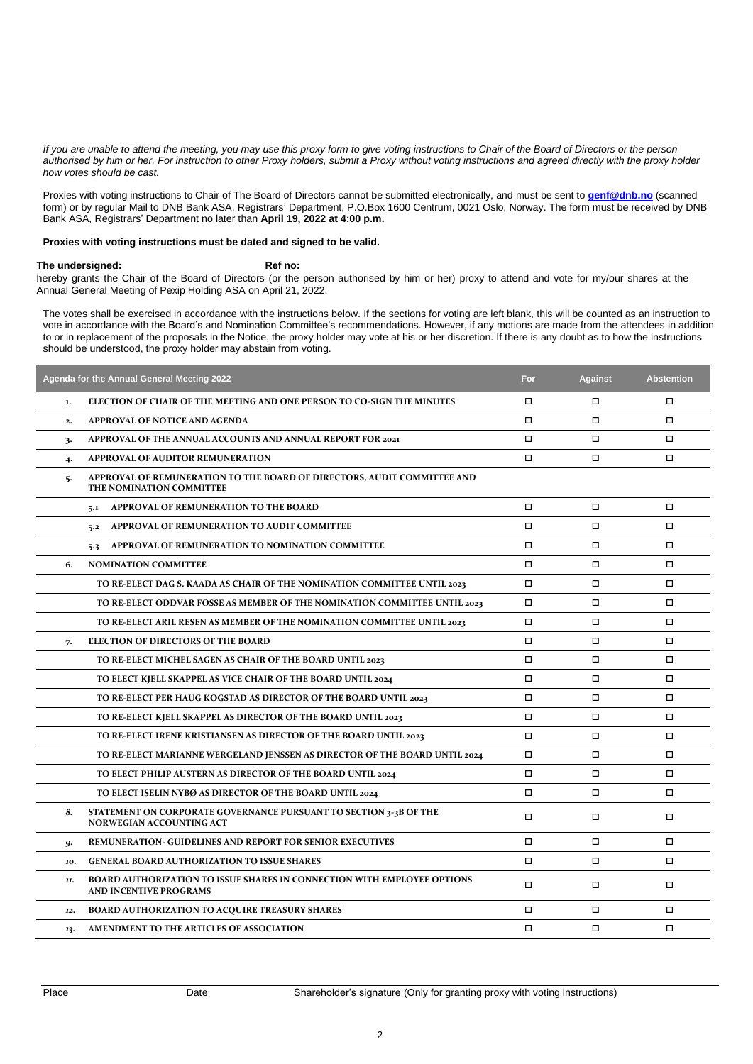*If you are unable to attend the meeting, you may use this proxy form to give voting instructions to Chair of the Board of Directors or the person authorised by him or her. For instruction to other Proxy holders, submit a Proxy without voting instructions and agreed directly with the proxy holder how votes should be cast.*

Proxies with voting instructions to Chair of The Board of Directors cannot be submitted electronically, and must be sent to **genf@dnb.no** (scanned form) or by regular Mail to DNB Bank ASA, Registrars' Department, P.O.Box 1600 Centrum, 0021 Oslo, Norway. The form must be received by DNB Bank ASA, Registrars' Department no later than **April 19, 2022 at 4:00 p.m.**

**Proxies with voting instructions must be dated and signed to be valid.**

**The undersigned:** **Ref no:**

hereby grants the Chair of the Board of Directors (or the person authorised by him or her) proxy to attend and vote for my/our shares at the Annual General Meeting of Pexip Holding ASA on April 21, 2022.

The votes shall be exercised in accordance with the instructions below. If the sections for voting are left blank, this will be counted as an instruction to vote in accordance with the Board's and Nomination Committee's recommendations. However, if any motions are made from the attendees in addition to or in replacement of the proposals in the Notice, the proxy holder may vote at his or her discretion. If there is any doubt as to how the instructions should be understood, the proxy holder may abstain from voting.

| | Agenda for the Annual General Meeting 2022 | For | Against | Abstention |
|---|---|---|---|---|
| 1. | ELECTION OF CHAIR OF THE MEETING AND ONE PERSON TO CO-SIGN THE MINUTES | ☐ | ☐ | ☐ |
| 2. | APPROVAL OF NOTICE AND AGENDA | ☐ | ☐ | ☐ |
| 3. | APPROVAL OF THE ANNUAL ACCOUNTS AND ANNUAL REPORT FOR 2021 | ☐ | ☐ | ☐ |
| 4. | APPROVAL OF AUDITOR REMUNERATION | ☐ | ☐ | ☐ |
| 5. | APPROVAL OF REMUNERATION TO THE BOARD OF DIRECTORS, AUDIT COMMITTEE AND THE NOMINATION COMMITTEE | | | |
| | 5.1 APPROVAL OF REMUNERATION TO THE BOARD | ☐ | ☐ | ☐ |
| | 5.2 APPROVAL OF REMUNERATION TO AUDIT COMMITTEE | ☐ | ☐ | ☐ |
| | 5.3 APPROVAL OF REMUNERATION TO NOMINATION COMMITTEE | ☐ | ☐ | ☐ |
| 6. | NOMINATION COMMITTEE | ☐ | ☐ | ☐ |
| | TO RE-ELECT DAG S. KAADA AS CHAIR OF THE NOMINATION COMMITTEE UNTIL 2023 | ☐ | ☐ | ☐ |
| | TO RE-ELECT ODDVAR FOSSE AS MEMBER OF THE NOMINATION COMMITTEE UNTIL 2023 | ☐ | ☐ | ☐ |
| | TO RE-ELECT ARIL RESEN AS MEMBER OF THE NOMINATION COMMITTEE UNTIL 2023 | ☐ | ☐ | ☐ |
| 7. | ELECTION OF DIRECTORS OF THE BOARD | ☐ | ☐ | ☐ |
| | TO RE-ELECT MICHEL SAGEN AS CHAIR OF THE BOARD UNTIL 2023 | ☐ | ☐ | ☐ |
| | TO ELECT KJELL SKAPPEL AS VICE CHAIR OF THE BOARD UNTIL 2024 | ☐ | ☐ | ☐ |
| | TO RE-ELECT PER HAUG KOGSTAD AS DIRECTOR OF THE BOARD UNTIL 2023 | ☐ | ☐ | ☐ |
| | TO RE-ELECT KJELL SKAPPEL AS DIRECTOR OF THE BOARD UNTIL 2023 | ☐ | ☐ | ☐ |
| | TO RE-ELECT IRENE KRISTIANSEN AS DIRECTOR OF THE BOARD UNTIL 2023 | ☐ | ☐ | ☐ |
| | TO RE-ELECT MARIANNE WERGELAND JENSSEN AS DIRECTOR OF THE BOARD UNTIL 2024 | ☐ | ☐ | ☐ |
| | TO ELECT PHILIP AUSTERN AS DIRECTOR OF THE BOARD UNTIL 2024 | ☐ | ☐ | ☐ |
| | TO ELECT ISELIN NYBØ AS DIRECTOR OF THE BOARD UNTIL 2024 | ☐ | ☐ | ☐ |
| 8. | STATEMENT ON CORPORATE GOVERNANCE PURSUANT TO SECTION 3-3B OF THE NORWEGIAN ACCOUNTING ACT | ☐ | ☐ | ☐ |
| 9. | REMUNERATION- GUIDELINES AND REPORT FOR SENIOR EXECUTIVES | ☐ | ☐ | ☐ |
| 10. | GENERAL BOARD AUTHORIZATION TO ISSUE SHARES | ☐ | ☐ | ☐ |
| 11. | BOARD AUTHORIZATION TO ISSUE SHARES IN CONNECTION WITH EMPLOYEE OPTIONS AND INCENTIVE PROGRAMS | ☐ | ☐ | ☐ |
| 12. | BOARD AUTHORIZATION TO ACQUIRE TREASURY SHARES | ☐ | ☐ | ☐ |
| 13. | AMENDMENT TO THE ARTICLES OF ASSOCIATION | ☐ | ☐ | ☐ |

Place Date Shareholder's signature (Only for granting proxy with voting instructions)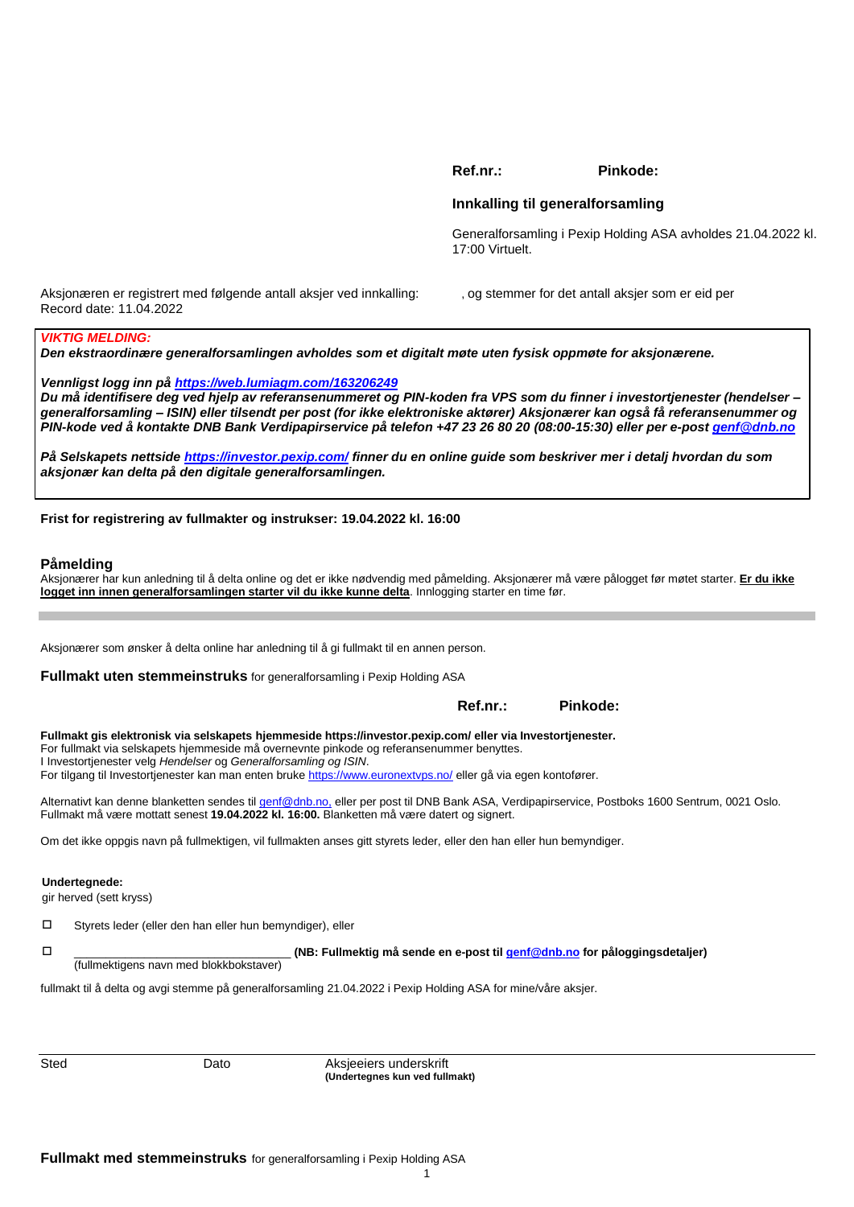**Ref.nr.:** **Pinkode:**

**Innkalling til generalforsamling**

Generalforsamling i Pexip Holding ASA avholdes 21.04.2022 kl. 17:00 Virtuelt.

Aksjonæren er registrert med følgende antall aksjer ved innkalling: , og stemmer for det antall aksjer som er eid per Record date: 11.04.2022

***VIKTIG MELDING:***

***Den ekstraordinære generalforsamlingen avholdes som et digitalt møte uten fysisk oppmøte for aksjonærene.***

***Vennligst logg inn på https://web.lumiagm.com/163206249***

***Du må identifisere deg ved hjelp av referansenummeret og PIN-koden fra VPS som du finner i investortjenester (hendelser – generalforsamling – ISIN) eller tilsendt per post (for ikke elektroniske aktører) Aksjonærer kan også få referansenummer og PIN-kode ved å kontakte DNB Bank Verdipapirservice på telefon +47 23 26 80 20 (08:00-15:30) eller per e-post genf@dnb.no***

***På Selskapets nettside https://investor.pexip.com/ finner du en online guide som beskriver mer i detalj hvordan du som aksjonær kan delta på den digitale generalforsamlingen.***

**Frist for registrering av fullmakter og instrukser: 19.04.2022 kl. 16:00**

## Påmelding

Aksjonærer har kun anledning til å delta online og det er ikke nødvendig med påmelding. Aksjonærer må være pålogget før møtet starter. **Er du ikke logget inn innen generalforsamlingen starter vil du ikke kunne delta**. Innlogging starter en time før.

---

Aksjonærer som ønsker å delta online har anledning til å gi fullmakt til en annen person.

**Fullmakt uten stemmeinstruks** for generalforsamling i Pexip Holding ASA

**Ref.nr.:** **Pinkode:**

**Fullmakt gis elektronisk via selskapets hjemmeside https://investor.pexip.com/ eller via Investortjenester.**
For fullmakt via selskapets hjemmeside må overnevnte pinkode og referansenummer benyttes.
I Investortjenester velg *Hendelser* og *Generalforsamling og ISIN*.
For tilgang til Investortjenester kan man enten bruke https://www.euronextvps.no/ eller gå via egen kontofører.

Alternativt kan denne blanketten sendes til genf@dnb.no, eller per post til DNB Bank ASA, Verdipapirservice, Postboks 1600 Sentrum, 0021 Oslo. Fullmakt må være mottatt senest **19.04.2022 kl. 16:00.** Blanketten må være datert og signert.

Om det ikke oppgis navn på fullmektigen, vil fullmakten anses gitt styrets leder, eller den han eller hun bemyndiger.

**Undertegnede:**
gir herved (sett kryss)

☐ Styrets leder (eller den han eller hun bemyndiger), eller

☐ ________________________________ **(NB: Fullmektig må sende en e-post til genf@dnb.no for påloggingsdetaljer)**
(fullmektigens navn med blokkbokstaver)

fullmakt til å delta og avgi stemme på generalforsamling 21.04.2022 i Pexip Holding ASA for mine/våre aksjer.

| Sted | Dato | Aksjeeiers underskrift **(Undertegnes kun ved fullmakt)** |
|---|---|---|

**Fullmakt med stemmeinstruks** for generalforsamling i Pexip Holding ASA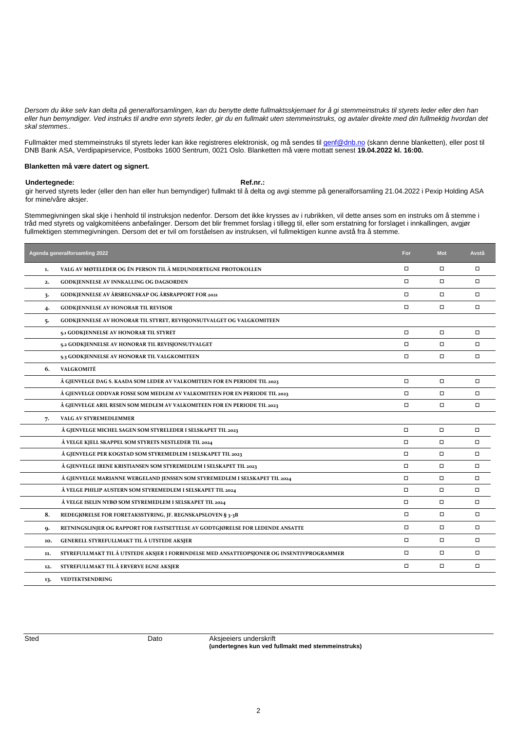*Dersom du ikke selv kan delta på generalforsamlingen, kan du benytte dette fullmaktsskjemaet for å gi stemmeinstruks til styrets leder eller den han eller hun bemyndiger. Ved instruks til andre enn styrets leder, gir du en fullmakt uten stemmeinstruks, og avtaler direkte med din fullmektig hvordan det skal stemmes..*

Fullmakter med stemmeinstruks til styrets leder kan ikke registreres elektronisk, og må sendes til genf@dnb.no (skann denne blanketten), eller post til DNB Bank ASA, Verdipapirservice, Postboks 1600 Sentrum, 0021 Oslo. Blanketten må være mottatt senest **19.04.2022 kl. 16:00.**

**Blanketten må være datert og signert.**

**Undertegnede:** **Ref.nr.:**

gir herved styrets leder (eller den han eller hun bemyndiger) fullmakt til å delta og avgi stemme på generalforsamling 21.04.2022 i Pexip Holding ASA for mine/våre aksjer.

Stemmegivningen skal skje i henhold til instruksjon nedenfor. Dersom det ikke krysses av i rubrikken, vil dette anses som en instruks om å stemme i tråd med styrets og valgkomitéens anbefalinger. Dersom det blir fremmet forslag i tillegg til, eller som erstatning for forslaget i innkallingen, avgjør fullmektigen stemmegivningen. Dersom det er tvil om forståelsen av instruksen, vil fullmektigen kunne avstå fra å stemme.

| Agenda generalforsamling 2022 | | For | Mot | Avstå |
|---|---|---|---|---|
| 1. | VALG AV MØTELEDER OG ÉN PERSON TIL Å MEDUNDERTEGNE PROTOKOLLEN | ☐ | ☐ | ☐ |
| 2. | GODKJENNELSE AV INNKALLING OG DAGSORDEN | ☐ | ☐ | ☐ |
| 3. | GODKJENNELSE AV ÅRSREGNSKAP OG ÅRSRAPPORT FOR 2021 | ☐ | ☐ | ☐ |
| 4. | GODKJENNELSE AV HONORAR TIL REVISOR | ☐ | ☐ | ☐ |
| 5. | GODKJENNELSE AV HONORAR TIL STYRET, REVISJONSUTVALGET OG VALGKOMITEEN | | | |
| | 5.1 GODKJENNELSE AV HONORAR TIL STYRET | ☐ | ☐ | ☐ |
| | 5.2 GODKJENNELSE AV HONORAR TIL REVISJONSUTVALGET | ☐ | ☐ | ☐ |
| | 5.3 GODKJENNELSE AV HONORAR TIL VALGKOMITEEN | ☐ | ☐ | ☐ |
| 6. | VALGKOMITÉ | | | |
| | Å GJENVELGE DAG S. KAADA SOM LEDER AV VALKOMITEEN FOR EN PERIODE TIL 2023 | ☐ | ☐ | ☐ |
| | Å GJENVELGE ODDVAR FOSSE SOM MEDLEM AV VALKOMITEEN FOR EN PERIODE TIL 2023 | ☐ | ☐ | ☐ |
| | Å GJENVELGE ARIL RESEN SOM MEDLEM AV VALKOMITEEN FOR EN PERIODE TIL 2023 | ☐ | ☐ | ☐ |
| 7. | VALG AV STYREMEDLEMMER | | | |
| | Å GJENVELGE MICHEL SAGEN SOM STYRELEDER I SELSKAPET TIL 2023 | ☐ | ☐ | ☐ |
| | Å VELGE KJELL SKAPPEL SOM STYRETS NESTLEDER TIL 2024 | ☐ | ☐ | ☐ |
| | Å GJENVELGE PER KOGSTAD SOM STYREMEDLEM I SELSKAPET TIL 2023 | ☐ | ☐ | ☐ |
| | Å GJENVELGE IRENE KRISTIANSEN SOM STYREMEDLEM I SELSKAPET TIL 2023 | ☐ | ☐ | ☐ |
| | Å GJENVELGE MARIANNE WERGELAND JENSSEN SOM STYREMEDLEM I SELSKAPET TIL 2024 | ☐ | ☐ | ☐ |
| | Å VELGE PHILIP AUSTERN SOM STYREMEDLEM I SELSKAPET TIL 2024 | ☐ | ☐ | ☐ |
| | Å VELGE ISELIN NYBØ SOM STYREMEDLEM I SELSKAPET TIL 2024 | ☐ | ☐ | ☐ |
| 8. | REDEGJØRELSE FOR FORETAKSSTYRING, JF. REGNSKAPSLOVEN § 3-3B | ☐ | ☐ | ☐ |
| 9. | RETNINGSLINJER OG RAPPORT FOR FASTSETTELSE AV GODTGJØRELSE FOR LEDENDE ANSATTE | ☐ | ☐ | ☐ |
| 10. | GENERELL STYREFULLMAKT TIL Å UTSTEDE AKSJER | ☐ | ☐ | ☐ |
| 11. | STYREFULLMAKT TIL Å UTSTEDE AKSJER I FORBINDELSE MED ANSATTEOPSJONER OG INSENTIVPROGRAMMER | ☐ | ☐ | ☐ |
| 12. | STYREFULLMAKT TIL Å ERVERVE EGNE AKSJER | ☐ | ☐ | ☐ |
| 13. | VEDTEKTSENDRING | | | |

Sted Dato Aksjeeiers underskrift
**(undertegnes kun ved fullmakt med stemmeinstruks)**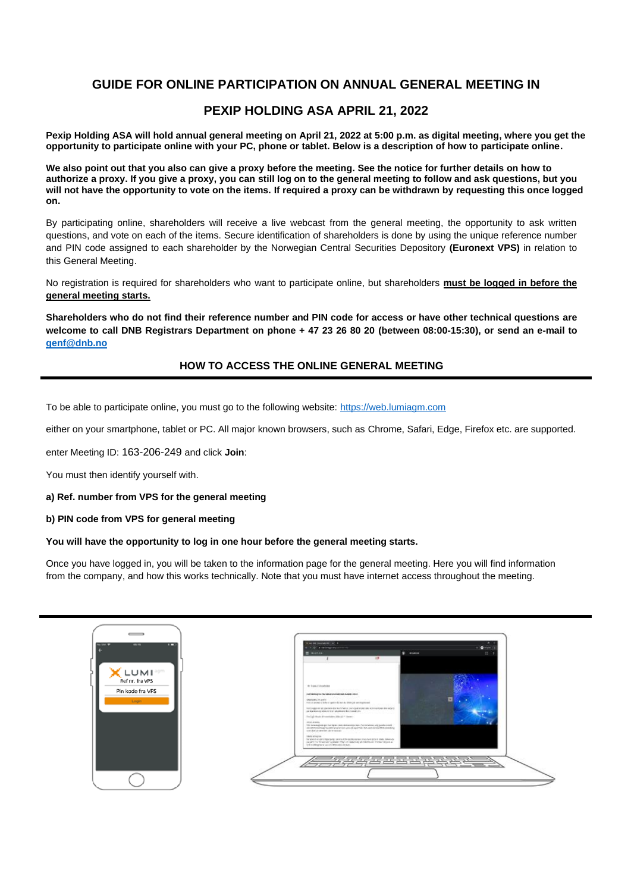# GUIDE FOR ONLINE PARTICIPATION ON ANNUAL GENERAL MEETING IN

# PEXIP HOLDING ASA APRIL 21, 2022

**Pexip Holding ASA will hold annual general meeting on April 21, 2022 at 5:00 p.m. as digital meeting, where you get the opportunity to participate online with your PC, phone or tablet. Below is a description of how to participate online.**

**We also point out that you also can give a proxy before the meeting. See the notice for further details on how to authorize a proxy. If you give a proxy, you can still log on to the general meeting to follow and ask questions, but you will not have the opportunity to vote on the items. If required a proxy can be withdrawn by requesting this once logged on.**

By participating online, shareholders will receive a live webcast from the general meeting, the opportunity to ask written questions, and vote on each of the items. Secure identification of shareholders is done by using the unique reference number and PIN code assigned to each shareholder by the Norwegian Central Securities Depository **(Euronext VPS)** in relation to this General Meeting.

No registration is required for shareholders who want to participate online, but shareholders **must be logged in before the general meeting starts.**

**Shareholders who do not find their reference number and PIN code for access or have other technical questions are welcome to call DNB Registrars Department on phone + 47 23 26 80 20 (between 08:00-15:30), or send an e-mail to genf@dnb.no**

## HOW TO ACCESS THE ONLINE GENERAL MEETING

To be able to participate online, you must go to the following website: https://web.lumiagm.com

either on your smartphone, tablet or PC. All major known browsers, such as Chrome, Safari, Edge, Firefox etc. are supported.

enter Meeting ID: 163-206-249 and click **Join**:

You must then identify yourself with.

**a) Ref. number from VPS for the general meeting**

**b) PIN code from VPS for general meeting**

**You will have the opportunity to log in one hour before the general meeting starts.**

Once you have logged in, you will be taken to the information page for the general meeting. Here you will find information from the company, and how this works technically. Note that you must have internet access throughout the meeting.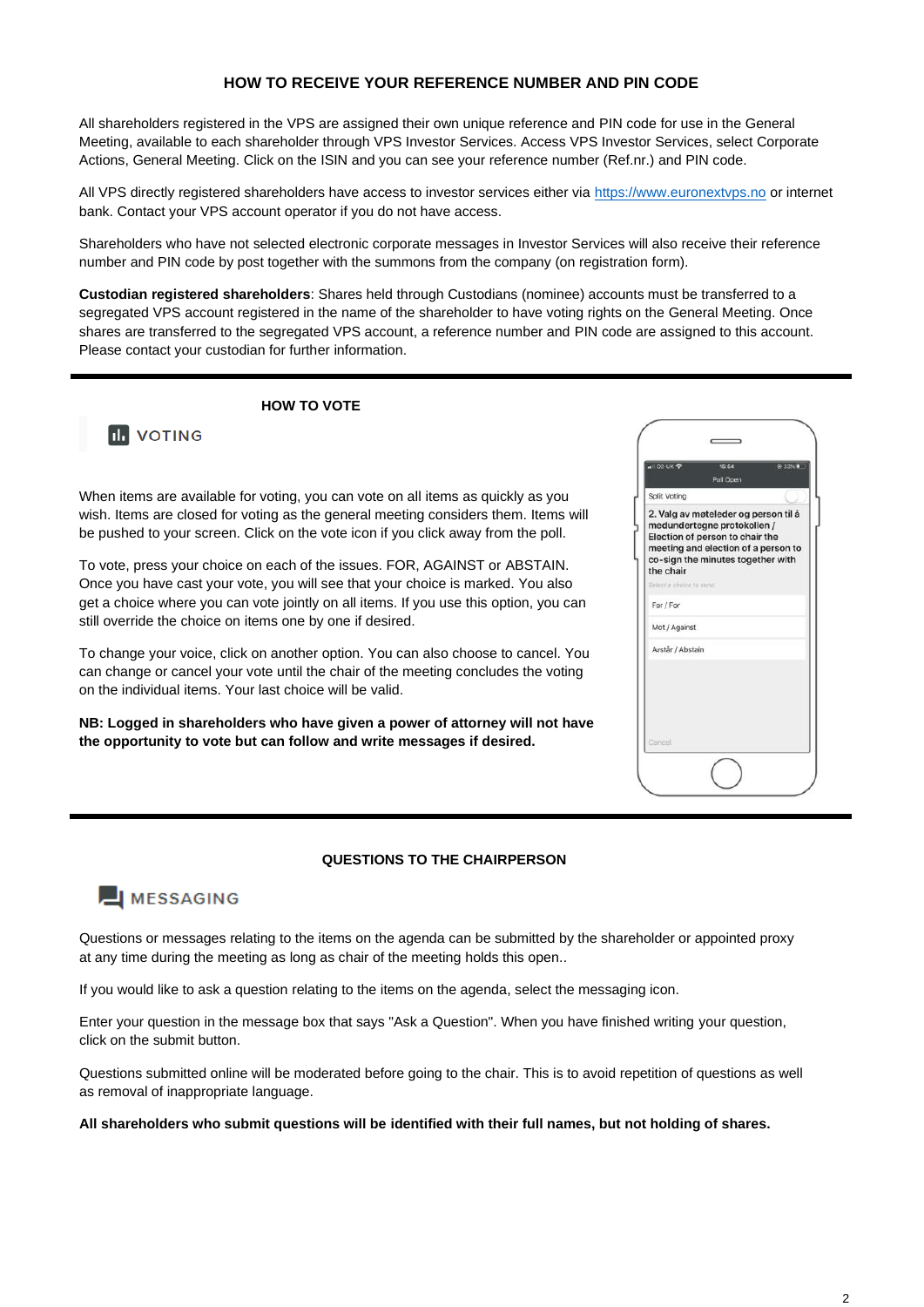## HOW TO RECEIVE YOUR REFERENCE NUMBER AND PIN CODE

All shareholders registered in the VPS are assigned their own unique reference and PIN code for use in the General Meeting, available to each shareholder through VPS Investor Services. Access VPS Investor Services, select Corporate Actions, General Meeting. Click on the ISIN and you can see your reference number (Ref.nr.) and PIN code.

All VPS directly registered shareholders have access to investor services either via https://www.euronextvps.no or internet bank. Contact your VPS account operator if you do not have access.

Shareholders who have not selected electronic corporate messages in Investor Services will also receive their reference number and PIN code by post together with the summons from the company (on registration form).

**Custodian registered shareholders**: Shares held through Custodians (nominee) accounts must be transferred to a segregated VPS account registered in the name of the shareholder to have voting rights on the General Meeting. Once shares are transferred to the segregated VPS account, a reference number and PIN code are assigned to this account. Please contact your custodian for further information.

---

## HOW TO VOTE

VOTING

When items are available for voting, you can vote on all items as quickly as you wish. Items are closed for voting as the general meeting considers them. Items will be pushed to your screen. Click on the vote icon if you click away from the poll.

To vote, press your choice on each of the issues. FOR, AGAINST or ABSTAIN. Once you have cast your vote, you will see that your choice is marked. You also get a choice where you can vote jointly on all items. If you use this option, you can still override the choice on items one by one if desired.

To change your voice, click on another option. You can also choose to cancel. You can change or cancel your vote until the chair of the meeting concludes the voting on the individual items. Your last choice will be valid.

**NB: Logged in shareholders who have given a power of attorney will not have the opportunity to vote but can follow and write messages if desired.**

Poll Open

Split voting

2. Valg av møteleder og person til å medundertegne protokollen / Election of person to chair the meeting and election of a person to co-sign the minutes together with the chair

Select a choice to send.

For / For

Mot / Against

Avstår / Abstain

Cancel

---

## QUESTIONS TO THE CHAIRPERSON

MESSAGING

Questions or messages relating to the items on the agenda can be submitted by the shareholder or appointed proxy at any time during the meeting as long as chair of the meeting holds this open..

If you would like to ask a question relating to the items on the agenda, select the messaging icon.

Enter your question in the message box that says "Ask a Question". When you have finished writing your question, click on the submit button.

Questions submitted online will be moderated before going to the chair. This is to avoid repetition of questions as well as removal of inappropriate language.

**All shareholders who submit questions will be identified with their full names, but not holding of shares.**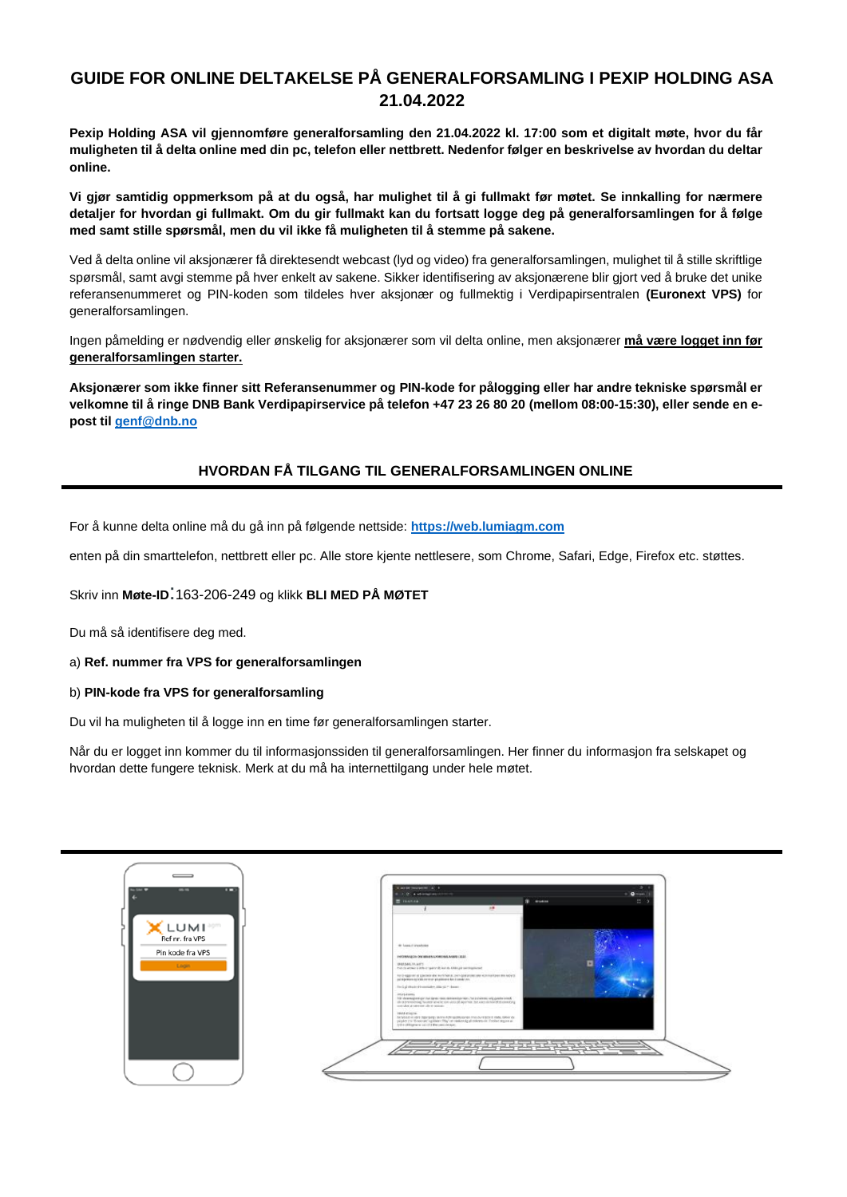# GUIDE FOR ONLINE DELTAKELSE PÅ GENERALFORSAMLING I PEXIP HOLDING ASA 21.04.2022

**Pexip Holding ASA vil gjennomføre generalforsamling den 21.04.2022 kl. 17:00 som et digitalt møte, hvor du får muligheten til å delta online med din pc, telefon eller nettbrett. Nedenfor følger en beskrivelse av hvordan du deltar online.**

**Vi gjør samtidig oppmerksom på at du også, har mulighet til å gi fullmakt før møtet. Se innkalling for nærmere detaljer for hvordan gi fullmakt. Om du gir fullmakt kan du fortsatt logge deg på generalforsamlingen for å følge med samt stille spørsmål, men du vil ikke få muligheten til å stemme på sakene.**

Ved å delta online vil aksjonærer få direktesendt webcast (lyd og video) fra generalforsamlingen, mulighet til å stille skriftlige spørsmål, samt avgi stemme på hver enkelt av sakene. Sikker identifisering av aksjonærene blir gjort ved å bruke det unike referansenummeret og PIN-koden som tildeles hver aksjonær og fullmektig i Verdipapirsentralen **(Euronext VPS)** for generalforsamlingen.

Ingen påmelding er nødvendig eller ønskelig for aksjonærer som vil delta online, men aksjonærer **må være logget inn før generalforsamlingen starter.**

**Aksjonærer som ikke finner sitt Referansenummer og PIN-kode for pålogging eller har andre tekniske spørsmål er velkomne til å ringe DNB Bank Verdipapirservice på telefon +47 23 26 80 20 (mellom 08:00-15:30), eller sende en e-post til genf@dnb.no**

## HVORDAN FÅ TILGANG TIL GENERALFORSAMLINGEN ONLINE

For å kunne delta online må du gå inn på følgende nettside: **https://web.lumiagm.com**

enten på din smarttelefon, nettbrett eller pc. Alle store kjente nettlesere, som Chrome, Safari, Edge, Firefox etc. støttes.

Skriv inn **Møte-ID**:163-206-249 og klikk **BLI MED PÅ MØTET**

Du må så identifisere deg med.

a) **Ref. nummer fra VPS for generalforsamlingen**

b) **PIN-kode fra VPS for generalforsamling**

Du vil ha muligheten til å logge inn en time før generalforsamlingen starter.

Når du er logget inn kommer du til informasjonssiden til generalforsamlingen. Her finner du informasjon fra selskapet og hvordan dette fungere teknisk. Merk at du må ha internettilgang under hele møtet.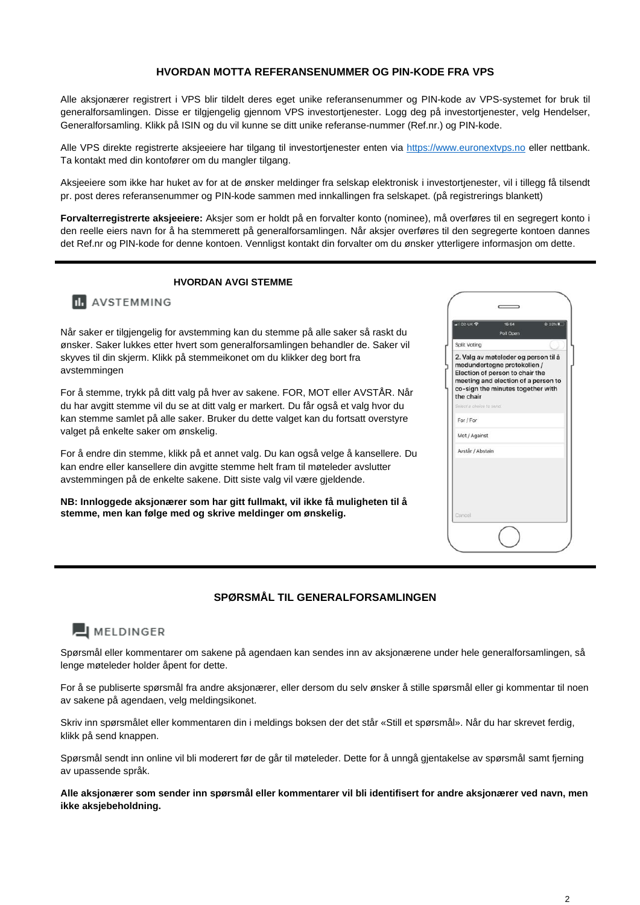## HVORDAN MOTTA REFERANSENUMMER OG PIN-KODE FRA VPS

Alle aksjonærer registrert i VPS blir tildelt deres eget unike referansenummer og PIN-kode av VPS-systemet for bruk til generalforsamlingen. Disse er tilgjengelig gjennom VPS investortjenester. Logg deg på investortjenester, velg Hendelser, Generalforsamling. Klikk på ISIN og du vil kunne se ditt unike referanse-nummer (Ref.nr.) og PIN-kode.

Alle VPS direkte registrerte aksjeeiere har tilgang til investortjenester enten via https://www.euronextvps.no eller nettbank. Ta kontakt med din kontofører om du mangler tilgang.

Aksjeeiere som ikke har huket av for at de ønsker meldinger fra selskap elektronisk i investortjenester, vil i tillegg få tilsendt pr. post deres referansenummer og PIN-kode sammen med innkallingen fra selskapet. (på registrerings blankett)

**Forvalterregistrerte aksjeeiere:** Aksjer som er holdt på en forvalter konto (nominee), må overføres til en segregert konto i den reelle eiers navn for å ha stemmerett på generalforsamlingen. Når aksjer overføres til den segregerte kontoen dannes det Ref.nr og PIN-kode for denne kontoen. Vennligst kontakt din forvalter om du ønsker ytterligere informasjon om dette.

## HVORDAN AVGI STEMME

AVSTEMMING

Når saker er tilgjengelig for avstemming kan du stemme på alle saker så raskt du ønsker. Saker lukkes etter hvert som generalforsamlingen behandler de. Saker vil skyves til din skjerm. Klikk på stemmeikonet om du klikker deg bort fra avstemmingen

For å stemme, trykk på ditt valg på hver av sakene. FOR, MOT eller AVSTÅR. Når du har avgitt stemme vil du se at ditt valg er markert. Du får også et valg hvor du kan stemme samlet på alle saker. Bruker du dette valget kan du fortsatt overstyre valget på enkelte saker om ønskelig.

For å endre din stemme, klikk på et annet valg. Du kan også velge å kansellere. Du kan endre eller kansellere din avgitte stemme helt fram til møteleder avslutter avstemmingen på de enkelte sakene. Ditt siste valg vil være gjeldende.

**NB: Innloggede aksjonærer som har gitt fullmakt, vil ikke få muligheten til å stemme, men kan følge med og skrive meldinger om ønskelig.**

Poll Open

Split Voting

2. Valg av møteleder og person til å medundertegne protokollen / Election of person to chair the meeting and election of a person to co-sign the minutes together with the chair

Select a choice to send.

For / For

Mot / Against

Avstår / Abstain

Cancel

## SPØRSMÅL TIL GENERALFORSAMLINGEN

MELDINGER

Spørsmål eller kommentarer om sakene på agendaen kan sendes inn av aksjonærene under hele generalforsamlingen, så lenge møteleder holder åpent for dette.

For å se publiserte spørsmål fra andre aksjonærer, eller dersom du selv ønsker å stille spørsmål eller gi kommentar til noen av sakene på agendaen, velg meldingsikonet.

Skriv inn spørsmålet eller kommentaren din i meldings boksen der det står «Still et spørsmål». Når du har skrevet ferdig, klikk på send knappen.

Spørsmål sendt inn online vil bli moderert før de går til møteleder. Dette for å unngå gjentakelse av spørsmål samt fjerning av upassende språk.

**Alle aksjonærer som sender inn spørsmål eller kommentarer vil bli identifisert for andre aksjonærer ved navn, men ikke aksjebeholdning.**